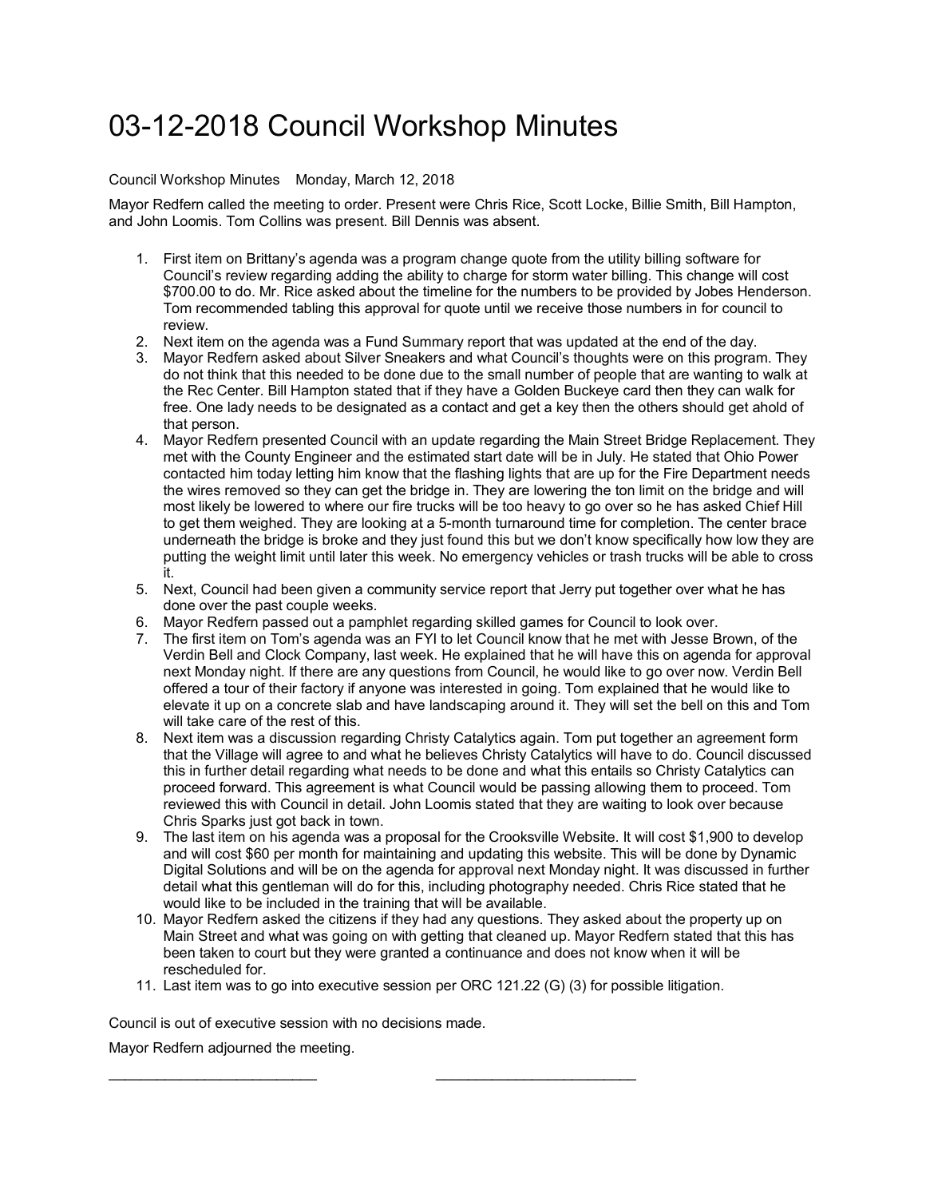# 03-12-2018 Council Workshop Minutes

Council Workshop Minutes Monday, March 12, 2018

Mayor Redfern called the meeting to order. Present were Chris Rice, Scott Locke, Billie Smith, Bill Hampton, and John Loomis. Tom Collins was present. Bill Dennis was absent.

1. First item on Brittany's agenda was a program change quote from the utility billing software for Council's review regarding adding the ability to charge for storm water billing. This change will cost $700.00 to do. Mr. Rice asked about the timeline for the numbers to be provided by Jobes Henderson. Tom recommended tabling this approval for quote until we receive those numbers in for council to review.
2. Next item on the agenda was a Fund Summary report that was updated at the end of the day.
3. Mayor Redfern asked about Silver Sneakers and what Council's thoughts were on this program. They do not think that this needed to be done due to the small number of people that are wanting to walk at the Rec Center. Bill Hampton stated that if they have a Golden Buckeye card then they can walk for free. One lady needs to be designated as a contact and get a key then the others should get ahold of that person.
4. Mayor Redfern presented Council with an update regarding the Main Street Bridge Replacement. They met with the County Engineer and the estimated start date will be in July. He stated that Ohio Power contacted him today letting him know that the flashing lights that are up for the Fire Department needs the wires removed so they can get the bridge in. They are lowering the ton limit on the bridge and will most likely be lowered to where our fire trucks will be too heavy to go over so he has asked Chief Hill to get them weighed. They are looking at a 5-month turnaround time for completion. The center brace underneath the bridge is broke and they just found this but we don't know specifically how low they are putting the weight limit until later this week. No emergency vehicles or trash trucks will be able to cross it.
5. Next, Council had been given a community service report that Jerry put together over what he has done over the past couple weeks.
6. Mayor Redfern passed out a pamphlet regarding skilled games for Council to look over.
7. The first item on Tom's agenda was an FYI to let Council know that he met with Jesse Brown, of the Verdin Bell and Clock Company, last week. He explained that he will have this on agenda for approval next Monday night. If there are any questions from Council, he would like to go over now. Verdin Bell offered a tour of their factory if anyone was interested in going. Tom explained that he would like to elevate it up on a concrete slab and have landscaping around it. They will set the bell on this and Tom will take care of the rest of this.
8. Next item was a discussion regarding Christy Catalytics again. Tom put together an agreement form that the Village will agree to and what he believes Christy Catalytics will have to do. Council discussed this in further detail regarding what needs to be done and what this entails so Christy Catalytics can proceed forward. This agreement is what Council would be passing allowing them to proceed. Tom reviewed this with Council in detail. John Loomis stated that they are waiting to look over because Chris Sparks just got back in town.
9. The last item on his agenda was a proposal for the Crooksville Website. It will cost $1,900 to develop and will cost $60 per month for maintaining and updating this website. This will be done by Dynamic Digital Solutions and will be on the agenda for approval next Monday night. It was discussed in further detail what this gentleman will do for this, including photography needed. Chris Rice stated that he would like to be included in the training that will be available.
10. Mayor Redfern asked the citizens if they had any questions. They asked about the property up on Main Street and what was going on with getting that cleaned up. Mayor Redfern stated that this has been taken to court but they were granted a continuance and does not know when it will be rescheduled for.
11. Last item was to go into executive session per ORC 121.22 (G) (3) for possible litigation.

Council is out of executive session with no decisions made.

Mayor Redfern adjourned the meeting.

\_\_\_\_\_\_\_\_\_\_\_\_\_\_\_\_\_\_\_\_\_\_\_\_\_\_ \_\_\_\_\_\_\_\_\_\_\_\_\_\_\_\_\_\_\_\_\_\_\_\_\_\_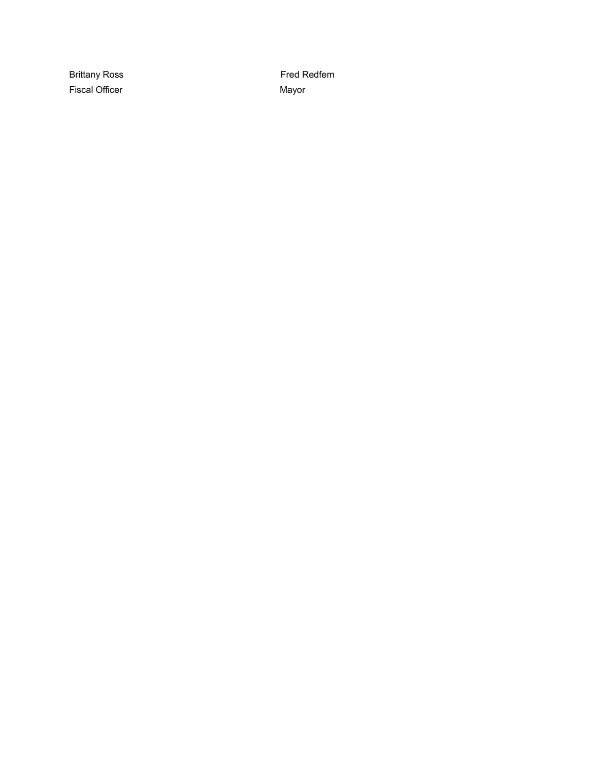| | |
|---|---|
| Brittany Ross | Fred Redfern |
| Fiscal Officer | Mayor |